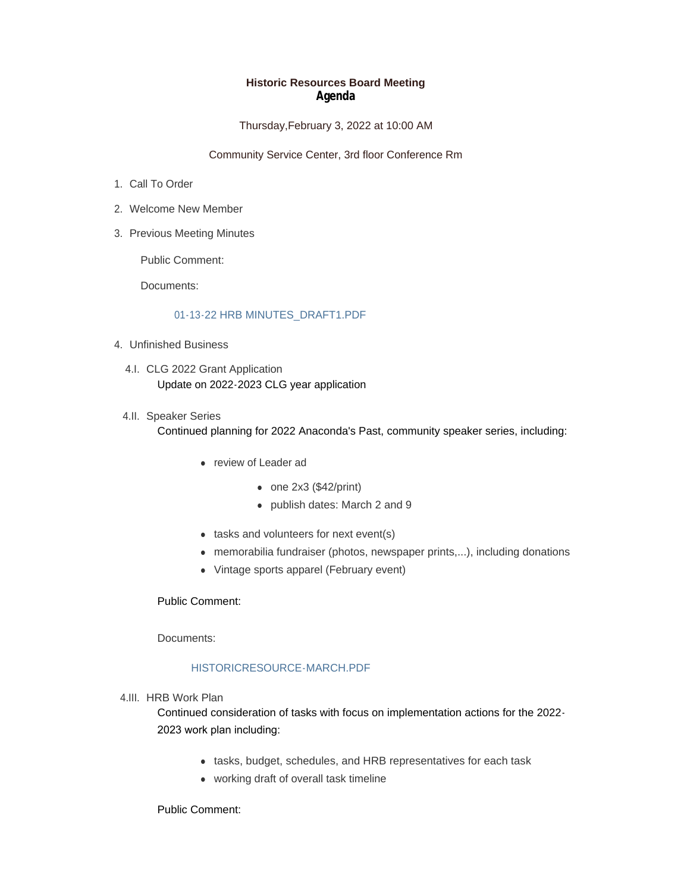# Historic Resources Board Meeting
## Agenda

Thursday,February 3, 2022 at 10:00 AM

Community Service Center, 3rd floor Conference Rm

1. Call To Order
2. Welcome New Member
3. Previous Meeting Minutes

   Public Comment:

   Documents:

   01-13-22 HRB MINUTES_DRAFT1.PDF

4. Unfinished Business

   4.I. CLG 2022 Grant Application

   Update on 2022-2023 CLG year application

   4.II. Speaker Series

   Continued planning for 2022 Anaconda's Past, community speaker series, including:

   - review of Leader ad
     - one 2x3 ($42/print)
     - publish dates: March 2 and 9
   - tasks and volunteers for next event(s)
   - memorabilia fundraiser (photos, newspaper prints,...), including donations
   - Vintage sports apparel (February event)

   Public Comment:

   Documents:

   HISTORICRESOURCE-MARCH.PDF

   4.III. HRB Work Plan

   Continued consideration of tasks with focus on implementation actions for the 2022-2023 work plan including:

   - tasks, budget, schedules, and HRB representatives for each task
   - working draft of overall task timeline

   Public Comment: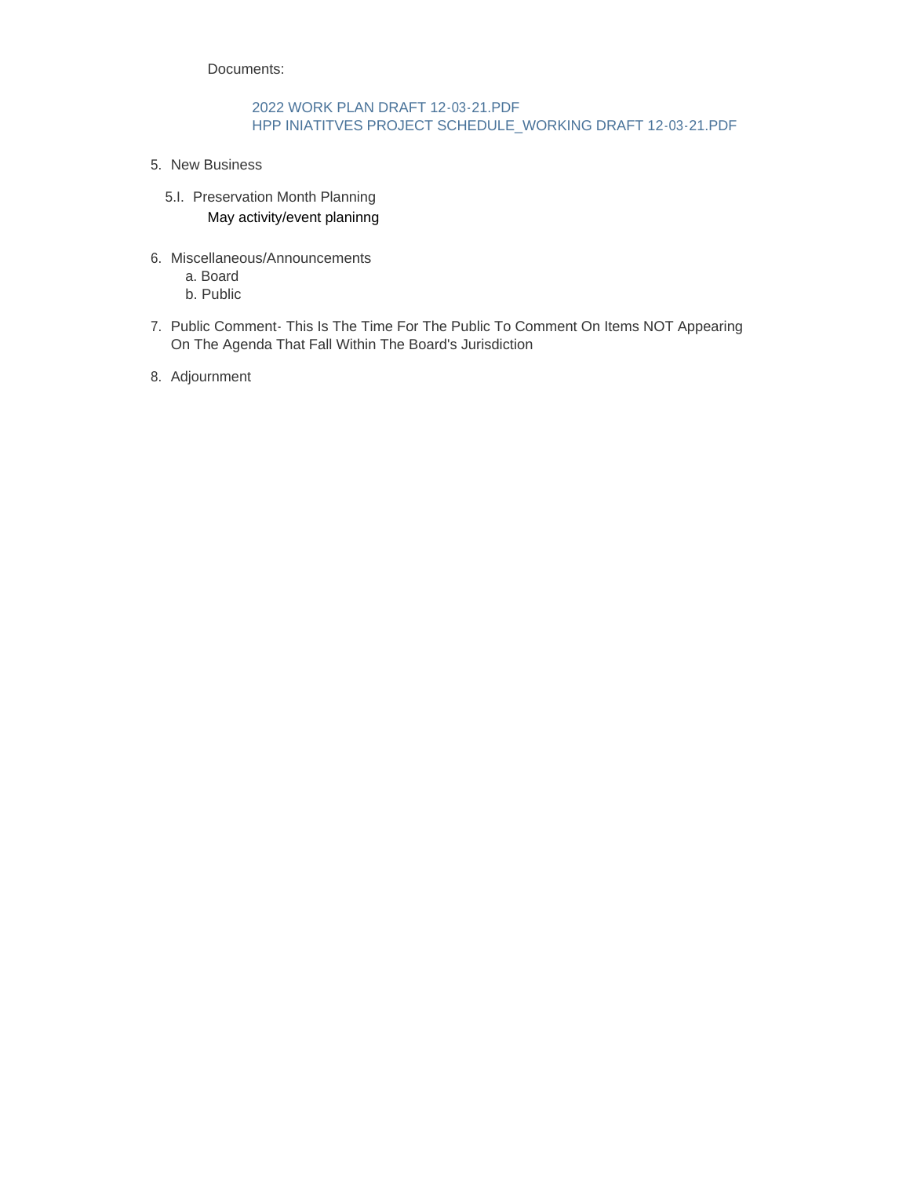Documents:

2022 WORK PLAN DRAFT 12-03-21.PDF
HPP INIATITVES PROJECT SCHEDULE_WORKING DRAFT 12-03-21.PDF

5. New Business

   5.I. Preservation Month Planning

   May activity/event planinng

6. Miscellaneous/Announcements
   a. Board
   b. Public

7. Public Comment- This Is The Time For The Public To Comment On Items NOT Appearing On The Agenda That Fall Within The Board's Jurisdiction

8. Adjournment